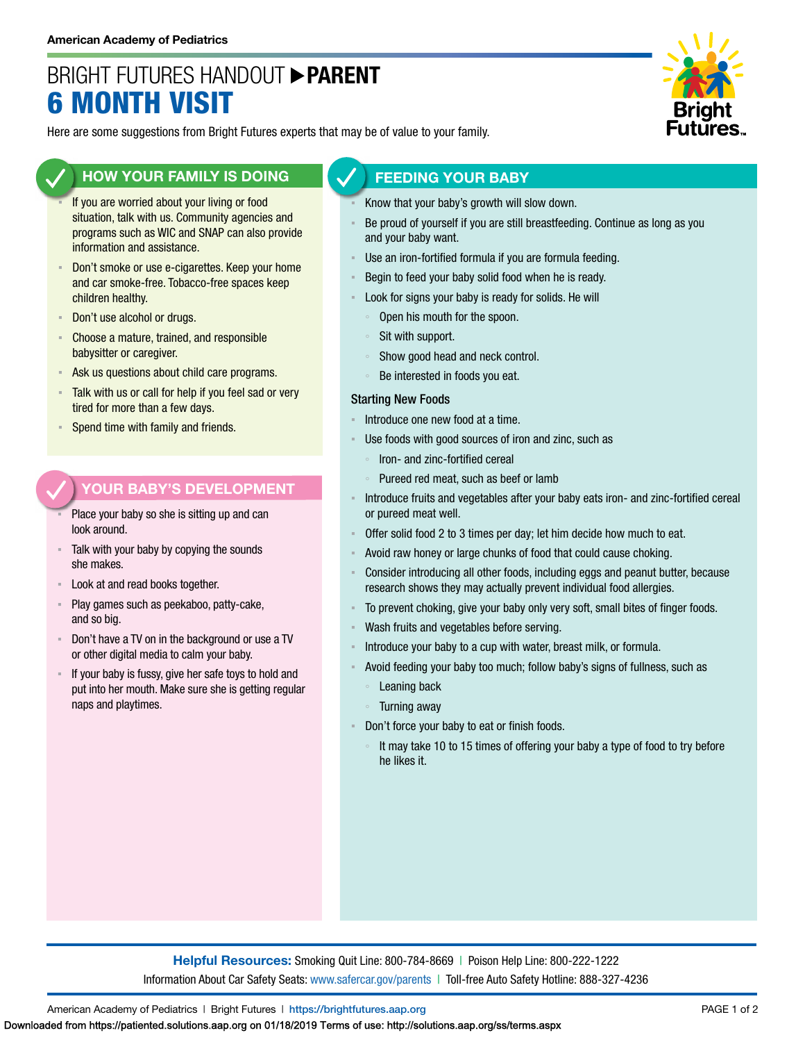American Academy of Pediatrics

# BRIGHT FUTURES HANDOUT ▶ PARENT
# 6 MONTH VISIT

Here are some suggestions from Bright Futures experts that may be of value to your family.

## HOW YOUR FAMILY IS DOING

- If you are worried about your living or food situation, talk with us. Community agencies and programs such as WIC and SNAP can also provide information and assistance.
- Don't smoke or use e-cigarettes. Keep your home and car smoke-free. Tobacco-free spaces keep children healthy.
- Don't use alcohol or drugs.
- Choose a mature, trained, and responsible babysitter or caregiver.
- Ask us questions about child care programs.
- Talk with us or call for help if you feel sad or very tired for more than a few days.
- Spend time with family and friends.

## YOUR BABY'S DEVELOPMENT

- Place your baby so she is sitting up and can look around.
- Talk with your baby by copying the sounds she makes.
- Look at and read books together.
- Play games such as peekaboo, patty-cake, and so big.
- Don't have a TV on in the background or use a TV or other digital media to calm your baby.
- If your baby is fussy, give her safe toys to hold and put into her mouth. Make sure she is getting regular naps and playtimes.

## FEEDING YOUR BABY

- Know that your baby's growth will slow down.
- Be proud of yourself if you are still breastfeeding. Continue as long as you and your baby want.
- Use an iron-fortified formula if you are formula feeding.
- Begin to feed your baby solid food when he is ready.
- Look for signs your baby is ready for solids. He will
  - Open his mouth for the spoon.
  - Sit with support.
  - Show good head and neck control.
  - Be interested in foods you eat.

### Starting New Foods

- Introduce one new food at a time.
- Use foods with good sources of iron and zinc, such as
  - Iron- and zinc-fortified cereal
  - Pureed red meat, such as beef or lamb
- Introduce fruits and vegetables after your baby eats iron- and zinc-fortified cereal or pureed meat well.
- Offer solid food 2 to 3 times per day; let him decide how much to eat.
- Avoid raw honey or large chunks of food that could cause choking.
- Consider introducing all other foods, including eggs and peanut butter, because research shows they may actually prevent individual food allergies.
- To prevent choking, give your baby only very soft, small bites of finger foods.
- Wash fruits and vegetables before serving.
- Introduce your baby to a cup with water, breast milk, or formula.
- Avoid feeding your baby too much; follow baby's signs of fullness, such as
  - Leaning back
  - Turning away
- Don't force your baby to eat or finish foods.
  - It may take 10 to 15 times of offering your baby a type of food to try before he likes it.

**Helpful Resources:** Smoking Quit Line: 800-784-8669 | Poison Help Line: 800-222-1222
Information About Car Safety Seats: www.safercar.gov/parents | Toll-free Auto Safety Hotline: 888-327-4236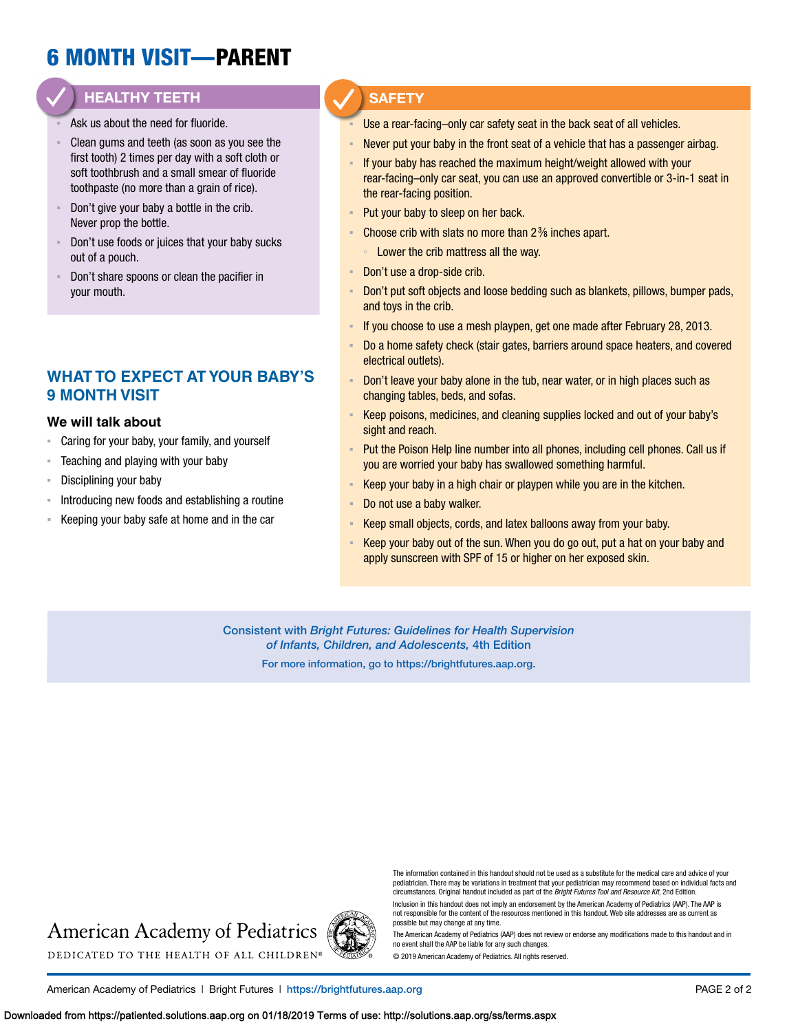# 6 MONTH VISIT—PARENT

## HEALTHY TEETH

- Ask us about the need for fluoride.
- Clean gums and teeth (as soon as you see the first tooth) 2 times per day with a soft cloth or soft toothbrush and a small smear of fluoride toothpaste (no more than a grain of rice).
- Don't give your baby a bottle in the crib. Never prop the bottle.
- Don't use foods or juices that your baby sucks out of a pouch.
- Don't share spoons or clean the pacifier in your mouth.

## WHAT TO EXPECT AT YOUR BABY'S 9 MONTH VISIT

### We will talk about

- Caring for your baby, your family, and yourself
- Teaching and playing with your baby
- Disciplining your baby
- Introducing new foods and establishing a routine
- Keeping your baby safe at home and in the car

## SAFETY

- Use a rear-facing–only car safety seat in the back seat of all vehicles.
- Never put your baby in the front seat of a vehicle that has a passenger airbag.
- If your baby has reached the maximum height/weight allowed with your rear-facing–only car seat, you can use an approved convertible or 3-in-1 seat in the rear-facing position.
- Put your baby to sleep on her back.
- Choose crib with slats no more than 2⅜ inches apart.
  - Lower the crib mattress all the way.
- Don't use a drop-side crib.
- Don't put soft objects and loose bedding such as blankets, pillows, bumper pads, and toys in the crib.
- If you choose to use a mesh playpen, get one made after February 28, 2013.
- Do a home safety check (stair gates, barriers around space heaters, and covered electrical outlets).
- Don't leave your baby alone in the tub, near water, or in high places such as changing tables, beds, and sofas.
- Keep poisons, medicines, and cleaning supplies locked and out of your baby's sight and reach.
- Put the Poison Help line number into all phones, including cell phones. Call us if you are worried your baby has swallowed something harmful.
- Keep your baby in a high chair or playpen while you are in the kitchen.
- Do not use a baby walker.
- Keep small objects, cords, and latex balloons away from your baby.
- Keep your baby out of the sun. When you do go out, put a hat on your baby and apply sunscreen with SPF of 15 or higher on her exposed skin.

Consistent with *Bright Futures: Guidelines for Health Supervision of Infants, Children, and Adolescents,* 4th Edition

For more information, go to https://brightfutures.aap.org.

American Academy of Pediatrics
DEDICATED TO THE HEALTH OF ALL CHILDREN®

The information contained in this handout should not be used as a substitute for the medical care and advice of your pediatrician. There may be variations in treatment that your pediatrician may recommend based on individual facts and circumstances. Original handout included as part of the *Bright Futures Tool and Resource Kit*, 2nd Edition.

Inclusion in this handout does not imply an endorsement by the American Academy of Pediatrics (AAP). The AAP is not responsible for the content of the resources mentioned in this handout. Web site addresses are as current as possible but may change at any time.

The American Academy of Pediatrics (AAP) does not review or endorse any modifications made to this handout and in no event shall the AAP be liable for any such changes.

© 2019 American Academy of Pediatrics. All rights reserved.

Downloaded from https://patiented.solutions.aap.org on 01/18/2019 Terms of use: http://solutions.aap.org/ss/terms.aspx